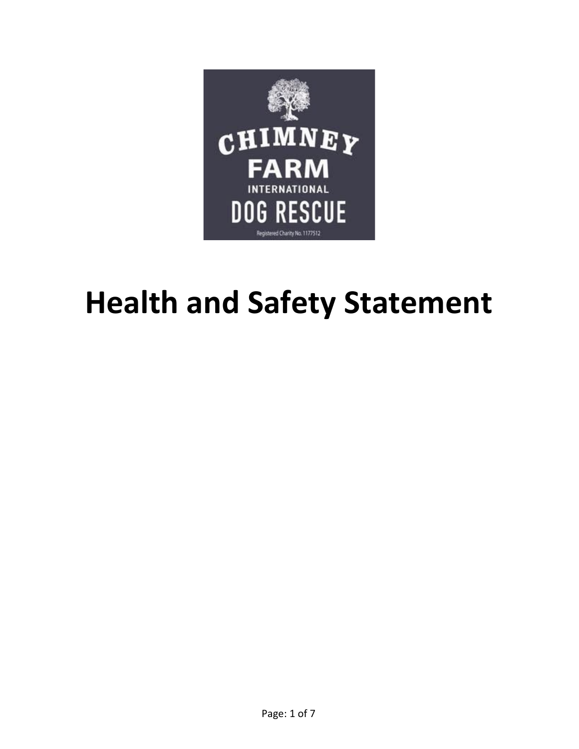CHIMNEY FARM

INTERNATIONAL

DOG RESCUE

Registered Charity No. 1177512

# Health and Safety Statement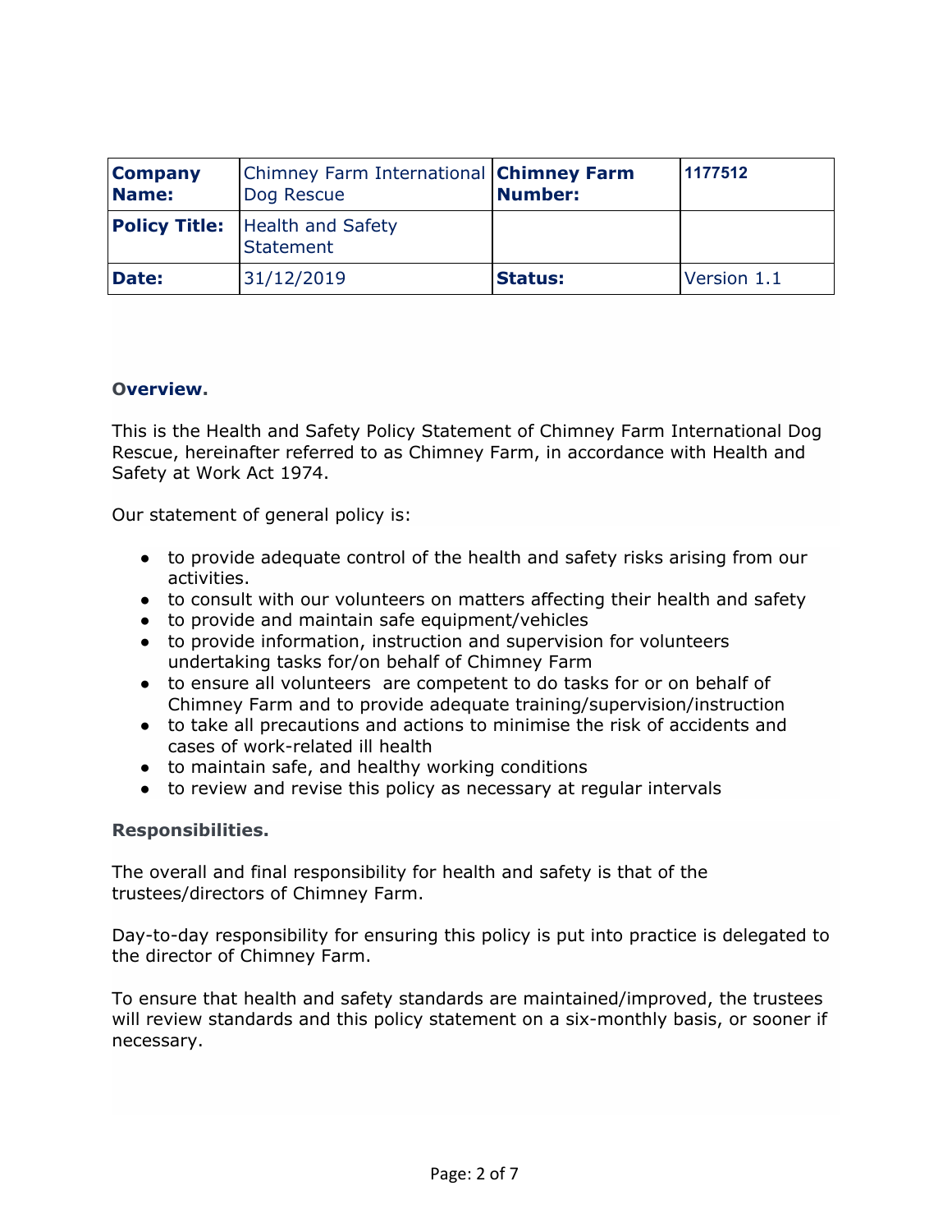| **Company Name:** | Chimney Farm International Dog Rescue | **Chimney Farm Number:** | 1177512 |
|---|---|---|---|
| **Policy Title:** | Health and Safety Statement | | |
| **Date:** | 31/12/2019 | **Status:** | Version 1.1 |

## Overview.

This is the Health and Safety Policy Statement of Chimney Farm International Dog Rescue, hereinafter referred to as Chimney Farm, in accordance with Health and Safety at Work Act 1974.

Our statement of general policy is:

- to provide adequate control of the health and safety risks arising from our activities.
- to consult with our volunteers on matters affecting their health and safety
- to provide and maintain safe equipment/vehicles
- to provide information, instruction and supervision for volunteers undertaking tasks for/on behalf of Chimney Farm
- to ensure all volunteers are competent to do tasks for or on behalf of Chimney Farm and to provide adequate training/supervision/instruction
- to take all precautions and actions to minimise the risk of accidents and cases of work-related ill health
- to maintain safe, and healthy working conditions
- to review and revise this policy as necessary at regular intervals

## Responsibilities.

The overall and final responsibility for health and safety is that of the trustees/directors of Chimney Farm.

Day-to-day responsibility for ensuring this policy is put into practice is delegated to the director of Chimney Farm.

To ensure that health and safety standards are maintained/improved, the trustees will review standards and this policy statement on a six-monthly basis, or sooner if necessary.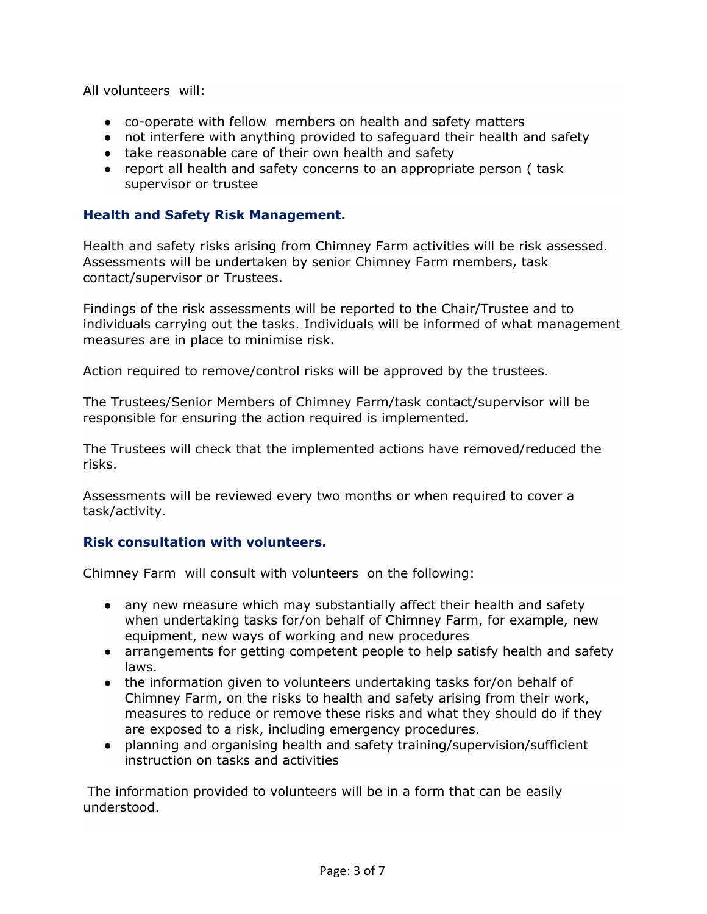All volunteers will:

- co-operate with fellow members on health and safety matters
- not interfere with anything provided to safeguard their health and safety
- take reasonable care of their own health and safety
- report all health and safety concerns to an appropriate person ( task supervisor or trustee

### Health and Safety Risk Management.

Health and safety risks arising from Chimney Farm activities will be risk assessed. Assessments will be undertaken by senior Chimney Farm members, task contact/supervisor or Trustees.

Findings of the risk assessments will be reported to the Chair/Trustee and to individuals carrying out the tasks. Individuals will be informed of what management measures are in place to minimise risk.

Action required to remove/control risks will be approved by the trustees.

The Trustees/Senior Members of Chimney Farm/task contact/supervisor will be responsible for ensuring the action required is implemented.

The Trustees will check that the implemented actions have removed/reduced the risks.

Assessments will be reviewed every two months or when required to cover a task/activity.

### Risk consultation with volunteers.

Chimney Farm will consult with volunteers on the following:

- any new measure which may substantially affect their health and safety when undertaking tasks for/on behalf of Chimney Farm, for example, new equipment, new ways of working and new procedures
- arrangements for getting competent people to help satisfy health and safety laws.
- the information given to volunteers undertaking tasks for/on behalf of Chimney Farm, on the risks to health and safety arising from their work, measures to reduce or remove these risks and what they should do if they are exposed to a risk, including emergency procedures.
- planning and organising health and safety training/supervision/sufficient instruction on tasks and activities

The information provided to volunteers will be in a form that can be easily understood.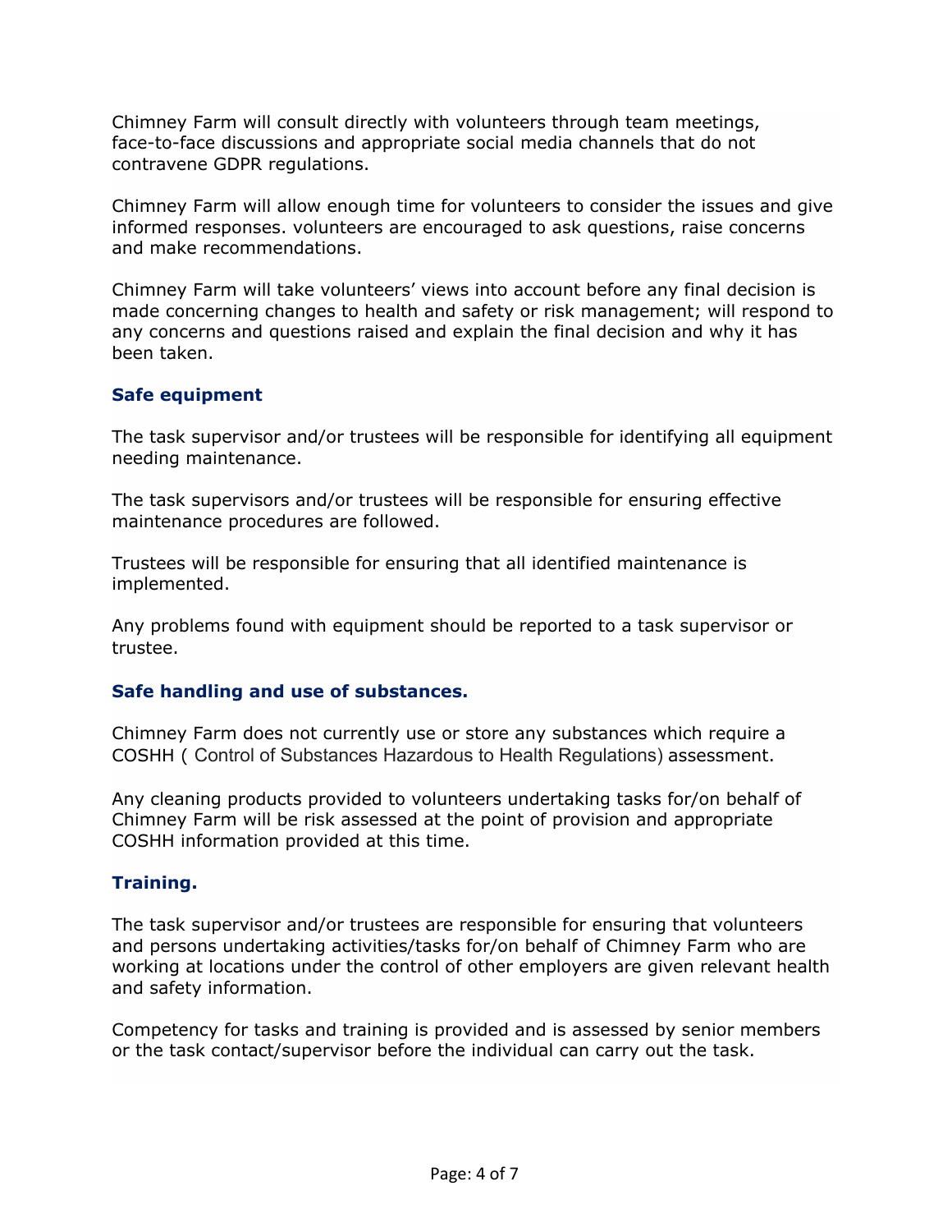Chimney Farm will consult directly with volunteers through team meetings, face-to-face discussions and appropriate social media channels that do not contravene GDPR regulations.

Chimney Farm will allow enough time for volunteers to consider the issues and give informed responses. volunteers are encouraged to ask questions, raise concerns and make recommendations.

Chimney Farm will take volunteers' views into account before any final decision is made concerning changes to health and safety or risk management; will respond to any concerns and questions raised and explain the final decision and why it has been taken.

### Safe equipment

The task supervisor and/or trustees will be responsible for identifying all equipment needing maintenance.

The task supervisors and/or trustees will be responsible for ensuring effective maintenance procedures are followed.

Trustees will be responsible for ensuring that all identified maintenance is implemented.

Any problems found with equipment should be reported to a task supervisor or trustee.

### Safe handling and use of substances.

Chimney Farm does not currently use or store any substances which require a COSHH ( Control of Substances Hazardous to Health Regulations) assessment.

Any cleaning products provided to volunteers undertaking tasks for/on behalf of Chimney Farm will be risk assessed at the point of provision and appropriate COSHH information provided at this time.

### Training.

The task supervisor and/or trustees are responsible for ensuring that volunteers and persons undertaking activities/tasks for/on behalf of Chimney Farm who are working at locations under the control of other employers are given relevant health and safety information.

Competency for tasks and training is provided and is assessed by senior members or the task contact/supervisor before the individual can carry out the task.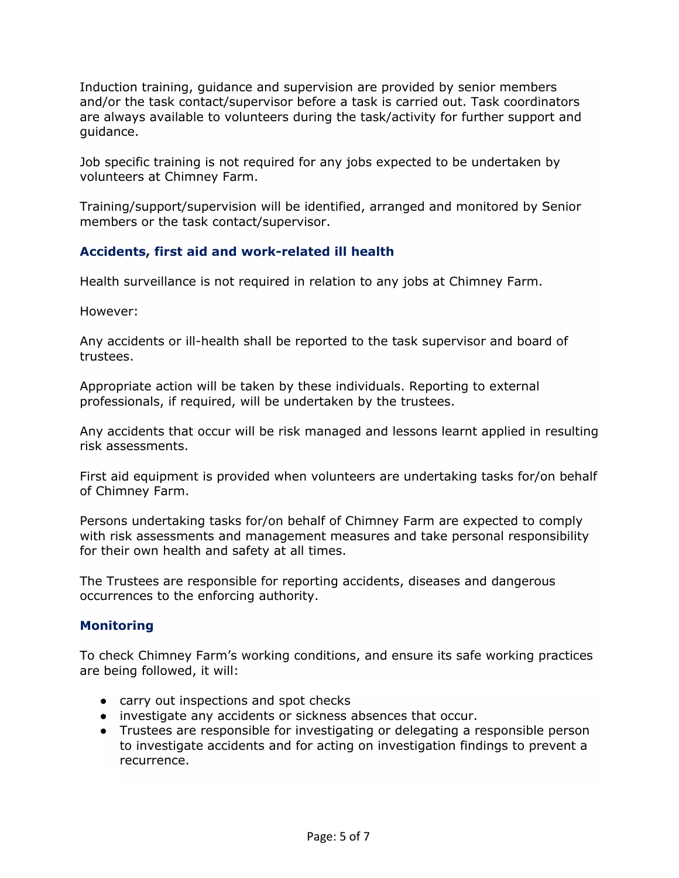Induction training, guidance and supervision are provided by senior members and/or the task contact/supervisor before a task is carried out. Task coordinators are always available to volunteers during the task/activity for further support and guidance.

Job specific training is not required for any jobs expected to be undertaken by volunteers at Chimney Farm.

Training/support/supervision will be identified, arranged and monitored by Senior members or the task contact/supervisor.

### Accidents, first aid and work-related ill health

Health surveillance is not required in relation to any jobs at Chimney Farm.

However:

Any accidents or ill-health shall be reported to the task supervisor and board of trustees.

Appropriate action will be taken by these individuals. Reporting to external professionals, if required, will be undertaken by the trustees.

Any accidents that occur will be risk managed and lessons learnt applied in resulting risk assessments.

First aid equipment is provided when volunteers are undertaking tasks for/on behalf of Chimney Farm.

Persons undertaking tasks for/on behalf of Chimney Farm are expected to comply with risk assessments and management measures and take personal responsibility for their own health and safety at all times.

The Trustees are responsible for reporting accidents, diseases and dangerous occurrences to the enforcing authority.

### Monitoring

To check Chimney Farm's working conditions, and ensure its safe working practices are being followed, it will:

- carry out inspections and spot checks
- investigate any accidents or sickness absences that occur.
- Trustees are responsible for investigating or delegating a responsible person to investigate accidents and for acting on investigation findings to prevent a recurrence.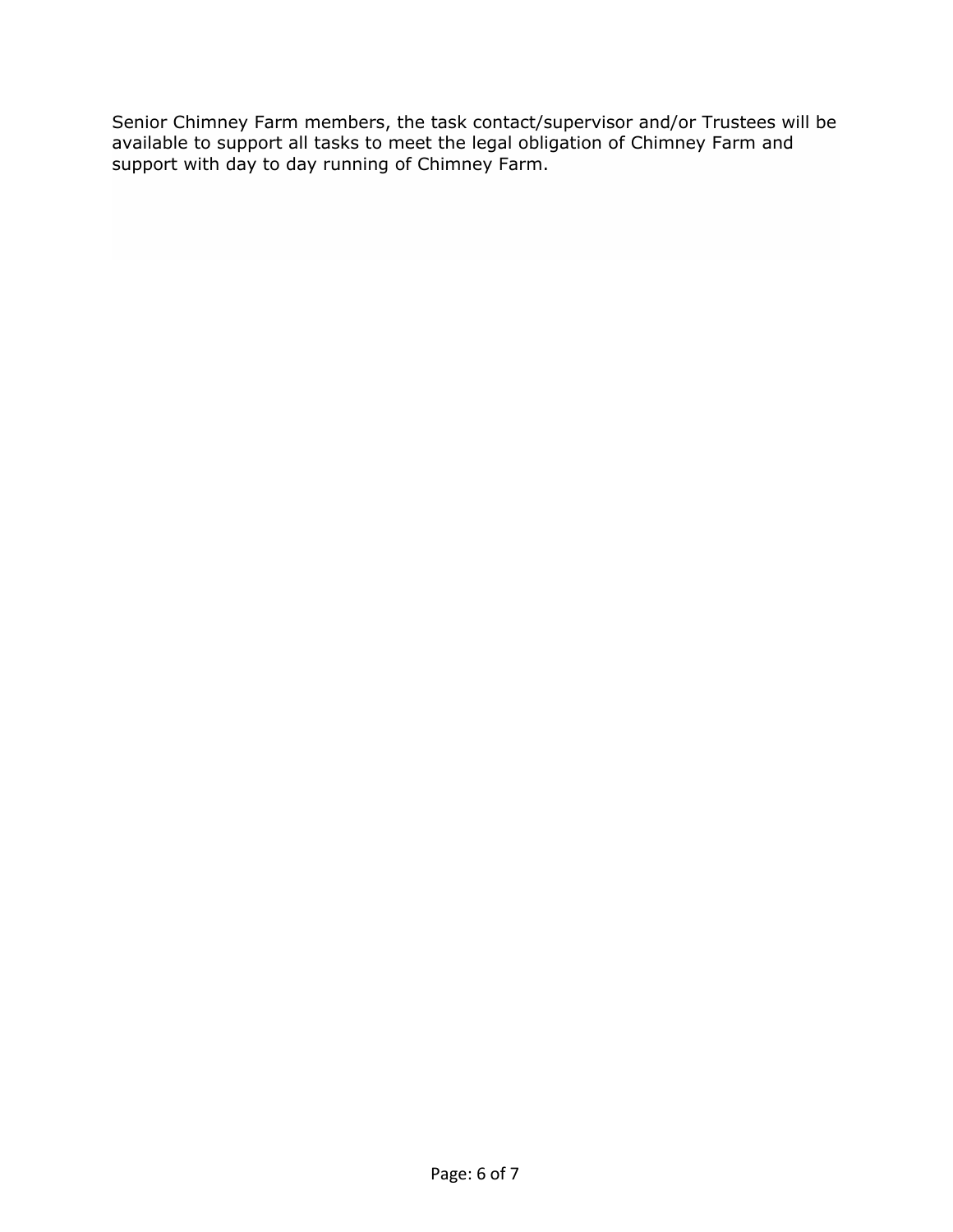Senior Chimney Farm members, the task contact/supervisor and/or Trustees will be available to support all tasks to meet the legal obligation of Chimney Farm and support with day to day running of Chimney Farm.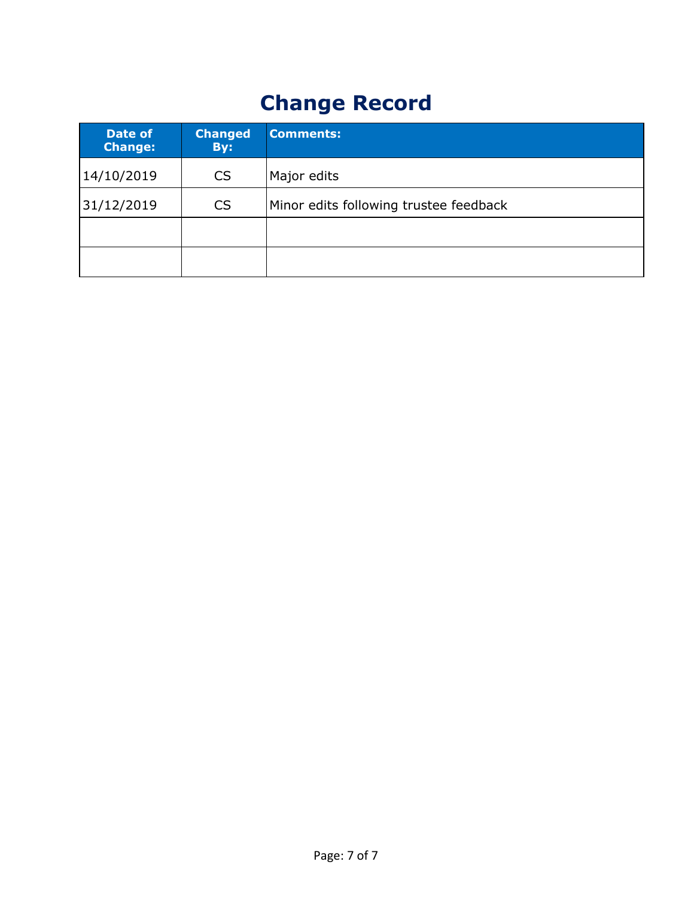# Change Record

| Date of Change: | Changed By: | Comments: |
| --- | --- | --- |
| 14/10/2019 | CS | Major edits |
| 31/12/2019 | CS | Minor edits following trustee feedback |
| | | |
| | | |